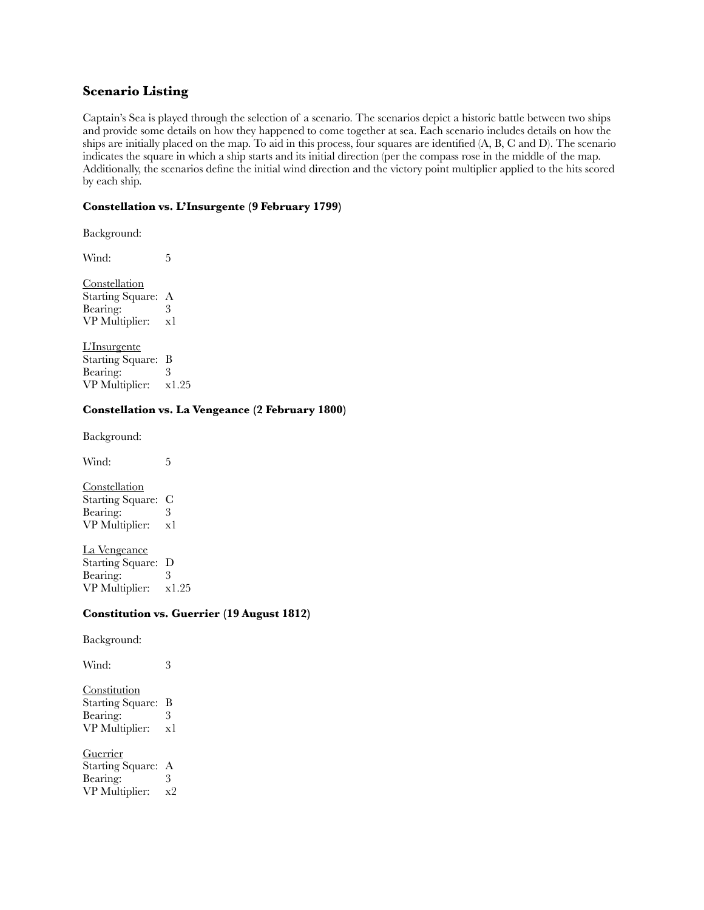## Scenario Listing

Captain's Sea is played through the selection of a scenario. The scenarios depict a historic battle between two ships and provide some details on how they happened to come together at sea. Each scenario includes details on how the ships are initially placed on the map. To aid in this process, four squares are identified (A, B, C and D). The scenario indicates the square in which a ship starts and its initial direction (per the compass rose in the middle of the map. Additionally, the scenarios define the initial wind direction and the victory point multiplier applied to the hits scored by each ship.

### Constellation vs. L'Insurgente (9 February 1799)

Background:

Wind: 5

<u>Constellation</u>
Starting Square: A
Bearing: 3
VP Multiplier: x1

<u>L'Insurgente</u>
Starting Square: B
Bearing: 3
VP Multiplier: x1.25

### Constellation vs. La Vengeance (2 February 1800)

Background:

Wind: 5

<u>Constellation</u>
Starting Square: C
Bearing: 3
VP Multiplier: x1

<u>La Vengeance</u>
Starting Square: D
Bearing: 3
VP Multiplier: x1.25

### Constitution vs. Guerrier (19 August 1812)

Background:

Wind: 3

<u>Constitution</u>
Starting Square: B
Bearing: 3
VP Multiplier: x1

<u>Guerrier</u>
Starting Square: A
Bearing: 3
VP Multiplier: x2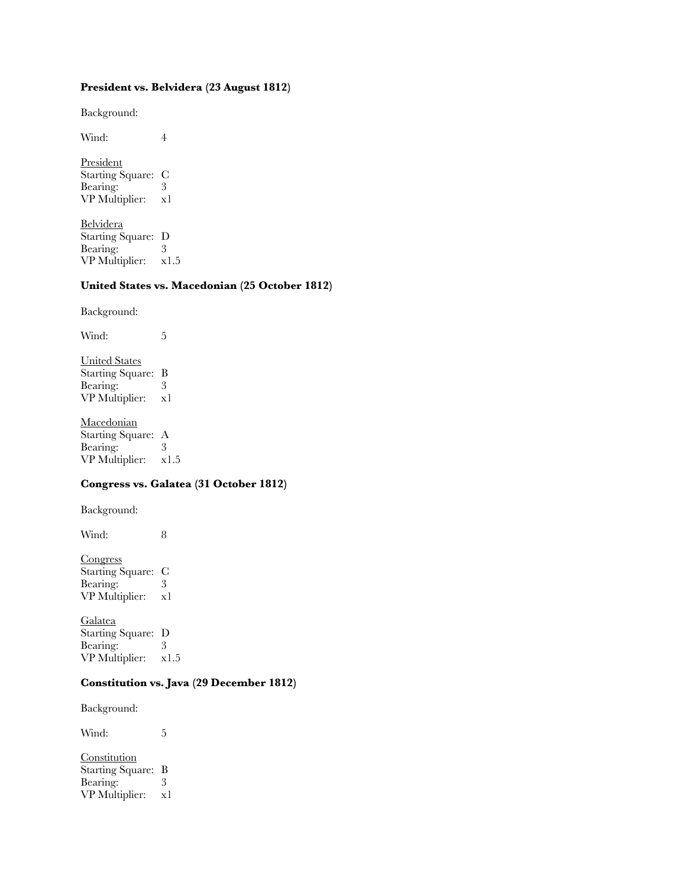**President vs. Belvidera (23 August 1812)**

Background:

Wind: 4

<u>President</u>
Starting Square: C
Bearing: 3
VP Multiplier: x1

<u>Belvidera</u>
Starting Square: D
Bearing: 3
VP Multiplier: x1.5

**United States vs. Macedonian (25 October 1812)**

Background:

Wind: 5

<u>United States</u>
Starting Square: B
Bearing: 3
VP Multiplier: x1

<u>Macedonian</u>
Starting Square: A
Bearing: 3
VP Multiplier: x1.5

**Congress vs. Galatea (31 October 1812)**

Background:

Wind: 8

<u>Congress</u>
Starting Square: C
Bearing: 3
VP Multiplier: x1

<u>Galatea</u>
Starting Square: D
Bearing: 3
VP Multiplier: x1.5

**Constitution vs. Java (29 December 1812)**

Background:

Wind: 5

<u>Constitution</u>
Starting Square: B
Bearing: 3
VP Multiplier: x1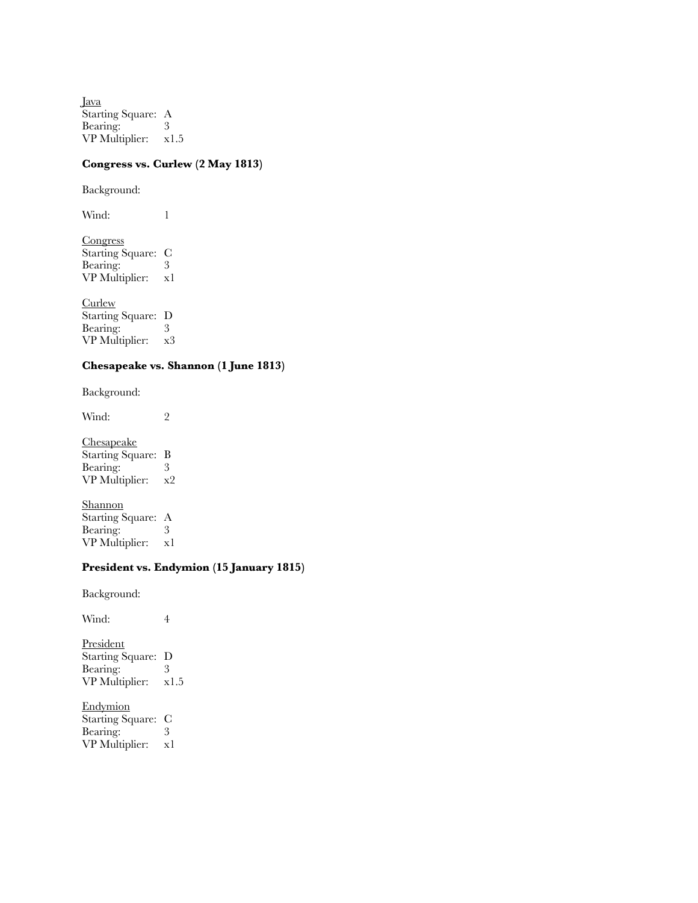<u>Java</u>
Starting Square: A
Bearing: 3
VP Multiplier: x1.5

**Congress vs. Curlew (2 May 1813)**

Background:

Wind: 1

<u>Congress</u>
Starting Square: C
Bearing: 3
VP Multiplier: x1

<u>Curlew</u>
Starting Square: D
Bearing: 3
VP Multiplier: x3

**Chesapeake vs. Shannon (1 June 1813)**

Background:

Wind: 2

<u>Chesapeake</u>
Starting Square: B
Bearing: 3
VP Multiplier: x2

<u>Shannon</u>
Starting Square: A
Bearing: 3
VP Multiplier: x1

**President vs. Endymion (15 January 1815)**

Background:

Wind: 4

<u>President</u>
Starting Square: D
Bearing: 3
VP Multiplier: x1.5

<u>Endymion</u>
Starting Square: C
Bearing: 3
VP Multiplier: x1